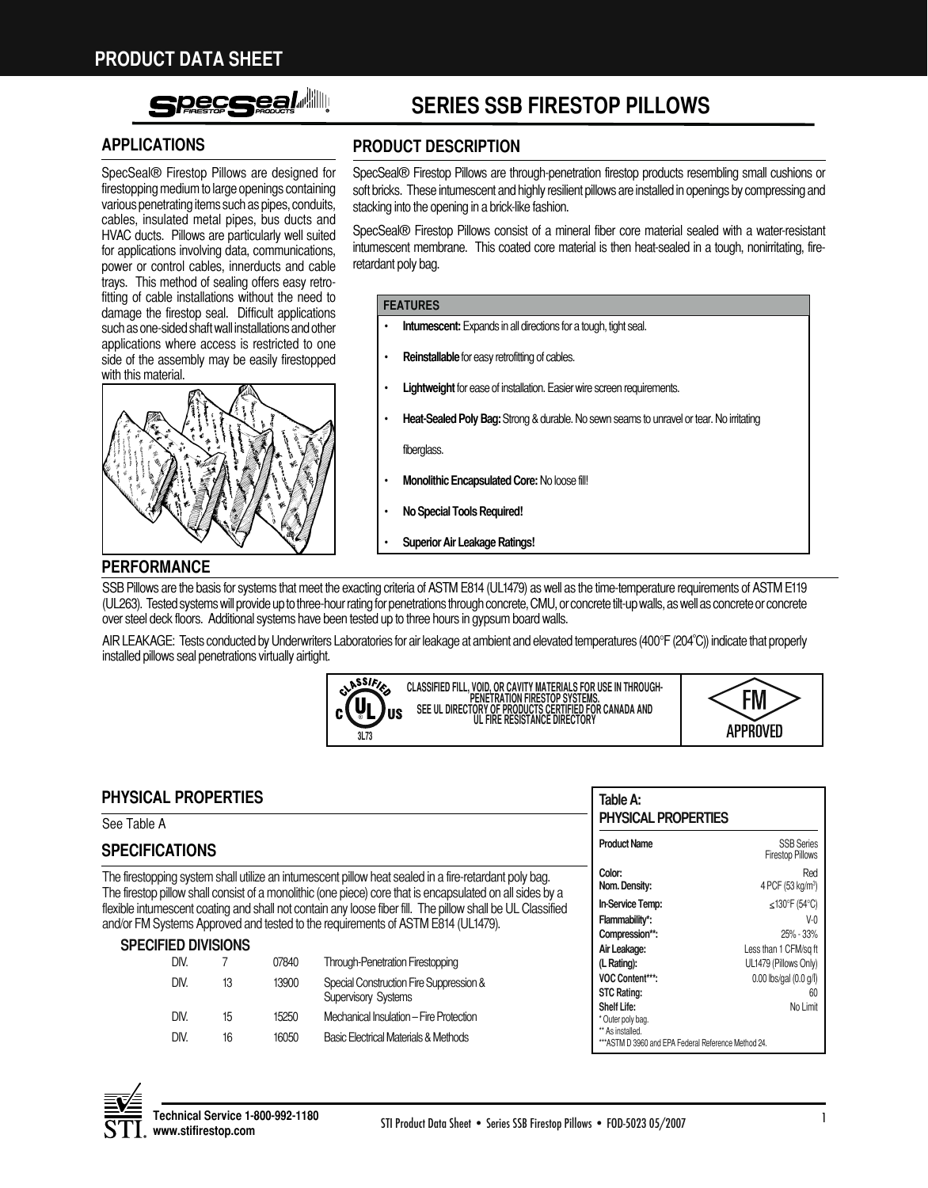PRODUCT DATA SHEET

# SERIES SSB FIRESTOP PILLOWS

## APPLICATIONS

SpecSeal® Firestop Pillows are designed for firestopping medium to large openings containing various penetrating items such as pipes, conduits, cables, insulated metal pipes, bus ducts and HVAC ducts. Pillows are particularly well suited for applications involving data, communications, power or control cables, innerducts and cable trays. This method of sealing offers easy retro-fitting of cable installations without the need to damage the firestop seal. Difficult applications such as one-sided shaft wall installations and other applications where access is restricted to one side of the assembly may be easily firestopped with this material.

## PRODUCT DESCRIPTION

SpecSeal® Firestop Pillows are through-penetration firestop products resembling small cushions or soft bricks. These intumescent and highly resilient pillows are installed in openings by compressing and stacking into the opening in a brick-like fashion.

SpecSeal® Firestop Pillows consist of a mineral fiber core material sealed with a water-resistant intumescent membrane. This coated core material is then heat-sealed in a tough, nonirritating, fire-retardant poly bag.

### FEATURES

- **Intumescent:** Expands in all directions for a tough, tight seal.
- **Reinstallable** for easy retrofitting of cables.
- **Lightweight** for ease of installation. Easier wire screen requirements.
- **Heat-Sealed Poly Bag:** Strong & durable. No sewn seams to unravel or tear. No irritating fiberglass.
- **Monolithic Encapsulated Core:** No loose fill!
- **No Special Tools Required!**
- **Superior Air Leakage Ratings!**

## PERFORMANCE

SSB Pillows are the basis for systems that meet the exacting criteria of ASTM E814 (UL1479) as well as the time-temperature requirements of ASTM E119 (UL263). Tested systems will provide up to three-hour rating for penetrations through concrete, CMU, or concrete tilt-up walls, as well as concrete or concrete over steel deck floors. Additional systems have been tested up to three hours in gypsum board walls.

AIR LEAKAGE: Tests conducted by Underwriters Laboratories for air leakage at ambient and elevated temperatures (400°F (204°C)) indicate that properly installed pillows seal penetrations virtually airtight.

CLASSIFIED FILL, VOID, OR CAVITY MATERIALS FOR USE IN THROUGH-PENETRATION FIRESTOP SYSTEMS. SEE UL DIRECTORY OF PRODUCTS CERTIFIED FOR CANADA AND UL FIRE RESISTANCE DIRECTORY

3L73

FM APPROVED

## PHYSICAL PROPERTIES

See Table A

## SPECIFICATIONS

The firestopping system shall utilize an intumescent pillow heat sealed in a fire-retardant poly bag. The firestop pillow shall consist of a monolithic (one piece) core that is encapsulated on all sides by a flexible intumescent coating and shall not contain any loose fiber fill. The pillow shall be UL Classified and/or FM Systems Approved and tested to the requirements of ASTM E814 (UL1479).

### SPECIFIED DIVISIONS

| | | | |
|---|---|---|---|
| DIV. | 7 | 07840 | Through-Penetration Firestopping |
| DIV. | 13 | 13900 | Special Construction Fire Suppression & Supervisory Systems |
| DIV. | 15 | 15250 | Mechanical Insulation – Fire Protection |
| DIV. | 16 | 16050 | Basic Electrical Materials & Methods |

### Table A: PHYSICAL PROPERTIES

| Property | Value |
|---|---|
| **Product Name** | SSB Series Firestop Pillows |
| **Color:** | Red |
| **Nom. Density:** | 4 PCF (53 kg/m³) |
| **In-Service Temp:** | ≤130°F (54°C) |
| **Flammability*:** | V-0 |
| **Compression**:** | 25% - 33% |
| **Air Leakage:** | Less than 1 CFM/sq ft |
| **(L Rating):** | UL1479 (Pillows Only) |
| **VOC Content***:** | 0.00 lbs/gal (0.0 g/l) |
| **STC Rating:** | 60 |
| **Shelf Life:** | No Limit |

\* Outer poly bag.
\*\* As installed.
\*\*\*ASTM D 3960 and EPA Federal Reference Method 24.

Technical Service 1-800-992-1180
www.stifirestop.com

STI Product Data Sheet • Series SSB Firestop Pillows • FOD-5023 05/2007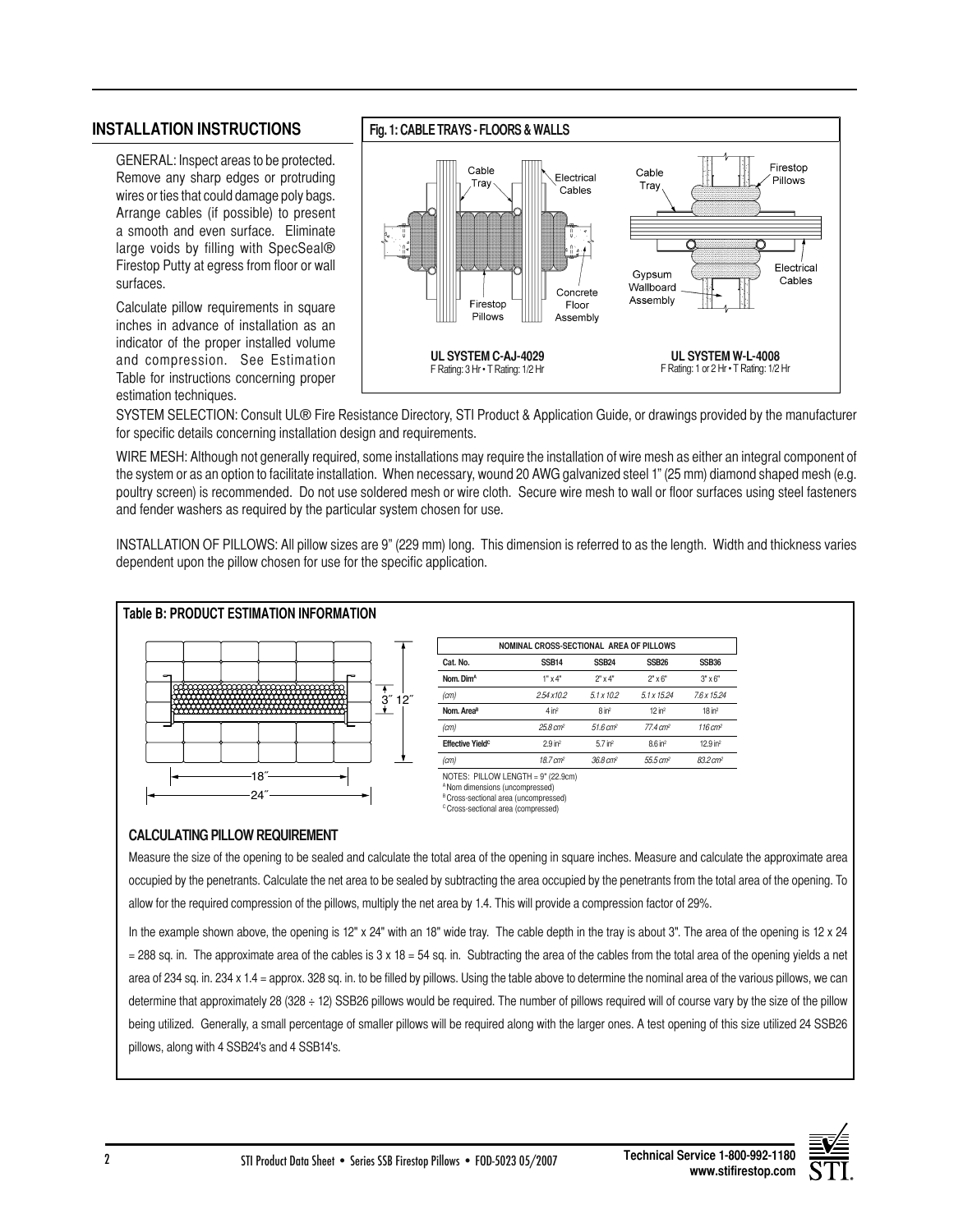## INSTALLATION INSTRUCTIONS

GENERAL: Inspect areas to be protected. Remove any sharp edges or protruding wires or ties that could damage poly bags. Arrange cables (if possible) to present a smooth and even surface. Eliminate large voids by filling with SpecSeal® Firestop Putty at egress from floor or wall surfaces.

Calculate pillow requirements in square inches in advance of installation as an indicator of the proper installed volume and compression. See Estimation Table for instructions concerning proper estimation techniques.

**Fig. 1: CABLE TRAYS - FLOORS & WALLS**

**UL SYSTEM C-AJ-4029**
F Rating: 3 Hr • T Rating: 1/2 Hr

**UL SYSTEM W-L-4008**
F Rating: 1 or 2 Hr • T Rating: 1/2 Hr

SYSTEM SELECTION: Consult UL® Fire Resistance Directory, STI Product & Application Guide, or drawings provided by the manufacturer for specific details concerning installation design and requirements.

WIRE MESH: Although not generally required, some installations may require the installation of wire mesh as either an integral component of the system or as an option to facilitate installation. When necessary, wound 20 AWG galvanized steel 1" (25 mm) diamond shaped mesh (e.g. poultry screen) is recommended. Do not use soldered mesh or wire cloth. Secure wire mesh to wall or floor surfaces using steel fasteners and fender washers as required by the particular system chosen for use.

INSTALLATION OF PILLOWS: All pillow sizes are 9" (229 mm) long. This dimension is referred to as the length. Width and thickness varies dependent upon the pillow chosen for use for the specific application.

**Table B: PRODUCT ESTIMATION INFORMATION**

| NOMINAL CROSS-SECTIONAL AREA OF PILLOWS | | | | |
|---|---|---|---|---|
| **Cat. No.** | **SSB14** | **SSB24** | **SSB26** | **SSB36** |
| **Nom. Dim**[A] | 1" x 4" | 2" x 4" | 2" x 6" | 3" x 6" |
| *(cm)* | *2.54 x 10.2* | *5.1 x 10.2* | *5.1 x 15.24* | *7.6 x 15.24* |
| **Nom. Area**[B] | 4 in² | 8 in² | 12 in² | 18 in² |
| *(cm)* | *25.8 cm²* | *51.6 cm²* | *77.4 cm²* | *116 cm²* |
| **Effective Yield**[C] | 2.9 in² | 5.7 in² | 8.6 in² | 12.9 in² |
| *(cm)* | *18.7 cm²* | *36.8 cm²* | *55.5 cm²* | *83.2 cm²* |

NOTES: PILLOW LENGTH = 9" (22.9cm)
[A] Nom dimensions (uncompressed)
[B] Cross-sectional area (uncompressed)
[C] Cross-sectional area (compressed)

### CALCULATING PILLOW REQUIREMENT

Measure the size of the opening to be sealed and calculate the total area of the opening in square inches. Measure and calculate the approximate area occupied by the penetrants. Calculate the net area to be sealed by subtracting the area occupied by the penetrants from the total area of the opening. To allow for the required compression of the pillows, multiply the net area by 1.4. This will provide a compression factor of 29%.

In the example shown above, the opening is 12" x 24" with an 18" wide tray. The cable depth in the tray is about 3". The area of the opening is 12 x 24 = 288 sq. in. The approximate area of the cables is 3 x 18 = 54 sq. in. Subtracting the area of the cables from the total area of the opening yields a net area of 234 sq. in. 234 x 1.4 = approx. 328 sq. in. to be filled by pillows. Using the table above to determine the nominal area of the various pillows, we can determine that approximately 28 (328 ÷ 12) SSB26 pillows would be required. The number of pillows required will of course vary by the size of the pillow being utilized. Generally, a small percentage of smaller pillows will be required along with the larger ones. A test opening of this size utilized 24 SSB26 pillows, along with 4 SSB24's and 4 SSB14's.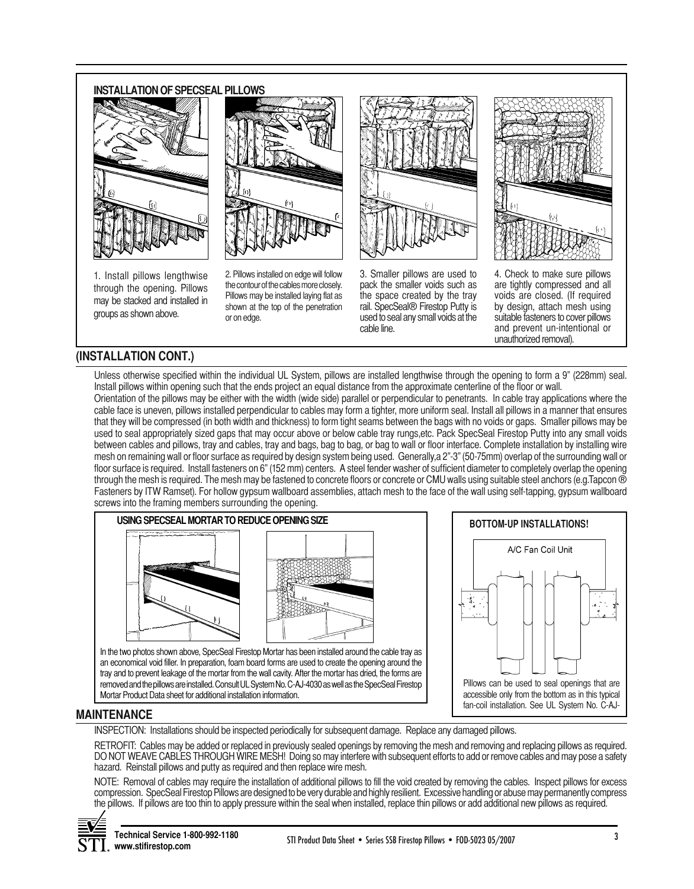## INSTALLATION OF SPECSEAL PILLOWS

1. Install pillows lengthwise through the opening. Pillows may be stacked and installed in groups as shown above.

2. Pillows installed on edge will follow the contour of the cables more closely. Pillows may be installed laying flat as shown at the top of the penetration or on edge.

3. Smaller pillows are used to pack the smaller voids such as the space created by the tray rail. SpecSeal® Firestop Putty is used to seal any small voids at the cable line.

4. Check to make sure pillows are tightly compressed and all voids are closed. (If required by design, attach mesh using suitable fasteners to cover pillows and prevent un-intentional or unauthorized removal).

## (INSTALLATION CONT.)

Unless otherwise specified within the individual UL System, pillows are installed lengthwise through the opening to form a 9" (228mm) seal. Install pillows within opening such that the ends project an equal distance from the approximate centerline of the floor or wall.

Orientation of the pillows may be either with the width (wide side) parallel or perpendicular to penetrants. In cable tray applications where the cable face is uneven, pillows installed perpendicular to cables may form a tighter, more uniform seal. Install all pillows in a manner that ensures that they will be compressed (in both width and thickness) to form tight seams between the bags with no voids or gaps. Smaller pillows may be used to seal appropriately sized gaps that may occur above or below cable tray rungs,etc. Pack SpecSeal Firestop Putty into any small voids between cables and pillows, tray and cables, tray and bags, bag to bag, or bag to wall or floor interface. Complete installation by installing wire mesh on remaining wall or floor surface as required by design system being used. Generally,a 2"-3" (50-75mm) overlap of the surrounding wall or floor surface is required. Install fasteners on 6" (152 mm) centers. A steel fender washer of sufficient diameter to completely overlap the opening through the mesh is required. The mesh may be fastened to concrete floors or concrete or CMU walls using suitable steel anchors (e.g.Tapcon ® Fasteners by ITW Ramset). For hollow gypsum wallboard assemblies, attach mesh to the face of the wall using self-tapping, gypsum wallboard screws into the framing members surrounding the opening.

### USING SPECSEAL MORTAR TO REDUCE OPENING SIZE

In the two photos shown above, SpecSeal Firestop Mortar has been installed around the cable tray as an economical void filler. In preparation, foam board forms are used to create the opening around the tray and to prevent leakage of the mortar from the wall cavity. After the mortar has dried, the forms are removed and the pillows are installed. Consult UL System No. C-AJ-4030 as well as the SpecSeal Firestop Mortar Product Data sheet for additional installation information.

### BOTTOM-UP INSTALLATIONS!

A/C Fan Coil Unit

Pillows can be used to seal openings that are accessible only from the bottom as in this typical fan-coil installation. See UL System No. C-AJ-

## MAINTENANCE

INSPECTION: Installations should be inspected periodically for subsequent damage. Replace any damaged pillows.

RETROFIT: Cables may be added or replaced in previously sealed openings by removing the mesh and removing and replacing pillows as required. DO NOT WEAVE CABLES THROUGH WIRE MESH! Doing so may interfere with subsequent efforts to add or remove cables and may pose a safety hazard. Reinstall pillows and putty as required and then replace wire mesh.

NOTE: Removal of cables may require the installation of additional pillows to fill the void created by removing the cables. Inspect pillows for excess compression. SpecSeal Firestop Pillows are designed to be very durable and highly resilient. Excessive handling or abuse may permanently compress the pillows. If pillows are too thin to apply pressure within the seal when installed, replace thin pillows or add additional new pillows as required.

**Technical Service 1-800-992-1180**
**www.stifirestop.com**

STI Product Data Sheet • Series SSB Firestop Pillows • FOD-5023 05/2007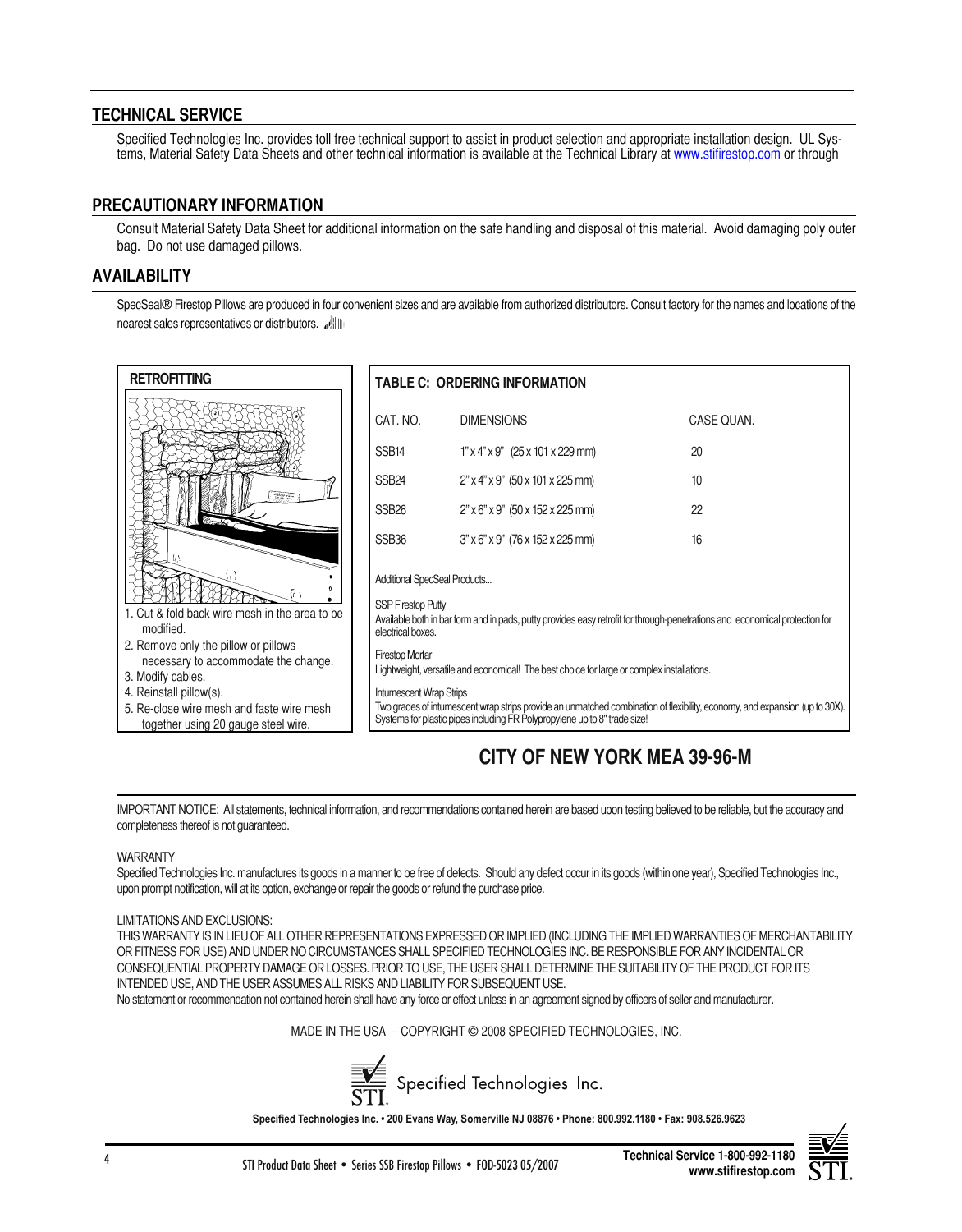## TECHNICAL SERVICE

Specified Technologies Inc. provides toll free technical support to assist in product selection and appropriate installation design. UL Systems, Material Safety Data Sheets and other technical information is available at the Technical Library at www.stifirestop.com or through

## PRECAUTIONARY INFORMATION

Consult Material Safety Data Sheet for additional information on the safe handling and disposal of this material. Avoid damaging poly outer bag. Do not use damaged pillows.

## AVAILABILITY

SpecSeal® Firestop Pillows are produced in four convenient sizes and are available from authorized distributors. Consult factory for the names and locations of the nearest sales representatives or distributors.

### RETROFITTING

1. Cut & fold back wire mesh in the area to be modified.
2. Remove only the pillow or pillows necessary to accommodate the change.
3. Modify cables.
4. Reinstall pillow(s).
5. Re-close wire mesh and faste wire mesh together using 20 gauge steel wire.

### TABLE C: ORDERING INFORMATION

| CAT. NO. | DIMENSIONS | CASE QUAN. |
|---|---|---|
| SSB14 | 1" x 4" x 9" (25 x 101 x 229 mm) | 20 |
| SSB24 | 2" x 4" x 9" (50 x 101 x 225 mm) | 10 |
| SSB26 | 2" x 6" x 9" (50 x 152 x 225 mm) | 22 |
| SSB36 | 3" x 6" x 9" (76 x 152 x 225 mm) | 16 |

Additional SpecSeal Products...

SSP Firestop Putty
Available both in bar form and in pads, putty provides easy retrofit for through-penetrations and economical protection for electrical boxes.

Firestop Mortar
Lightweight, versatile and economical! The best choice for large or complex installations.

Intumescent Wrap Strips
Two grades of intumescent wrap strips provide an unmatched combination of flexibility, economy, and expansion (up to 30X). Systems for plastic pipes including FR Polypropylene up to 8" trade size!

## CITY OF NEW YORK MEA 39-96-M

IMPORTANT NOTICE: All statements, technical information, and recommendations contained herein are based upon testing believed to be reliable, but the accuracy and completeness thereof is not guaranteed.

WARRANTY
Specified Technologies Inc. manufactures its goods in a manner to be free of defects. Should any defect occur in its goods (within one year), Specified Technologies Inc., upon prompt notification, will at its option, exchange or repair the goods or refund the purchase price.

LIMITATIONS AND EXCLUSIONS:
THIS WARRANTY IS IN LIEU OF ALL OTHER REPRESENTATIONS EXPRESSED OR IMPLIED (INCLUDING THE IMPLIED WARRANTIES OF MERCHANTABILITY OR FITNESS FOR USE) AND UNDER NO CIRCUMSTANCES SHALL SPECIFIED TECHNOLOGIES INC. BE RESPONSIBLE FOR ANY INCIDENTAL OR CONSEQUENTIAL PROPERTY DAMAGE OR LOSSES. PRIOR TO USE, THE USER SHALL DETERMINE THE SUITABILITY OF THE PRODUCT FOR ITS INTENDED USE, AND THE USER ASSUMES ALL RISKS AND LIABILITY FOR SUBSEQUENT USE.
No statement or recommendation not contained herein shall have any force or effect unless in an agreement signed by officers of seller and manufacturer.

MADE IN THE USA – COPYRIGHT © 2008 SPECIFIED TECHNOLOGIES, INC.

Specified Technologies Inc.

**Specified Technologies Inc. • 200 Evans Way, Somerville NJ 08876 • Phone: 800.992.1180 • Fax: 908.526.9623**